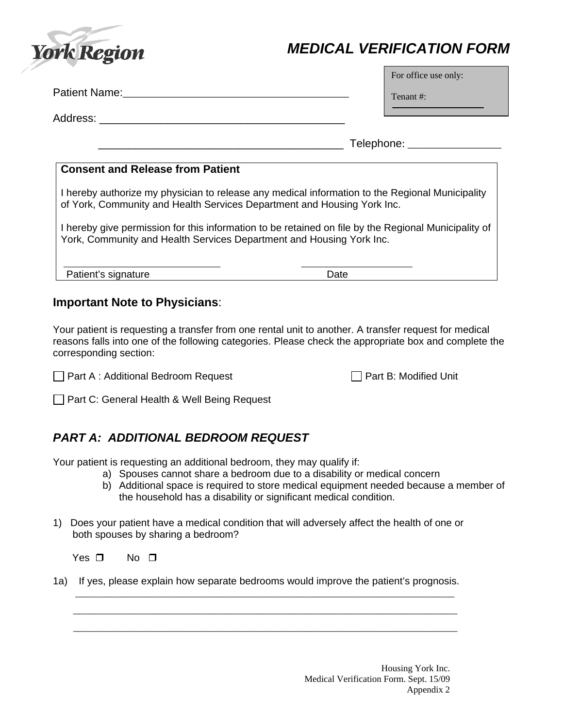York Region

# *MEDICAL VERIFICATION FORM*

For office use only:

Tenant #: ____________

Patient Name:______________________________________

Address: ________________________________________

________________________________________ Telephone: _______________

**Consent and Release from Patient**

I hereby authorize my physician to release any medical information to the Regional Municipality of York, Community and Health Services Department and Housing York Inc.

I hereby give permission for this information to be retained on file by the Regional Municipality of York, Community and Health Services Department and Housing York Inc.

____________________________ ____________________

Patient's signature Date

## **Important Note to Physicians**:

Your patient is requesting a transfer from one rental unit to another. A transfer request for medical reasons falls into one of the following categories. Please check the appropriate box and complete the corresponding section:

☐ Part A : Additional Bedroom Request ☐ Part B: Modified Unit

☐ Part C: General Health & Well Being Request

## *PART A: ADDITIONAL BEDROOM REQUEST*

Your patient is requesting an additional bedroom, they may qualify if:

a) Spouses cannot share a bedroom due to a disability or medical concern
b) Additional space is required to store medical equipment needed because a member of the household has a disability or significant medical condition.

1) Does your patient have a medical condition that will adversely affect the health of one or both spouses by sharing a bedroom?

Yes ❒ No ❒

1a) If yes, please explain how separate bedrooms would improve the patient's prognosis.

________________________________________________________________________

________________________________________________________________________

________________________________________________________________________

Housing York Inc.
Medical Verification Form. Sept. 15/09
Appendix 2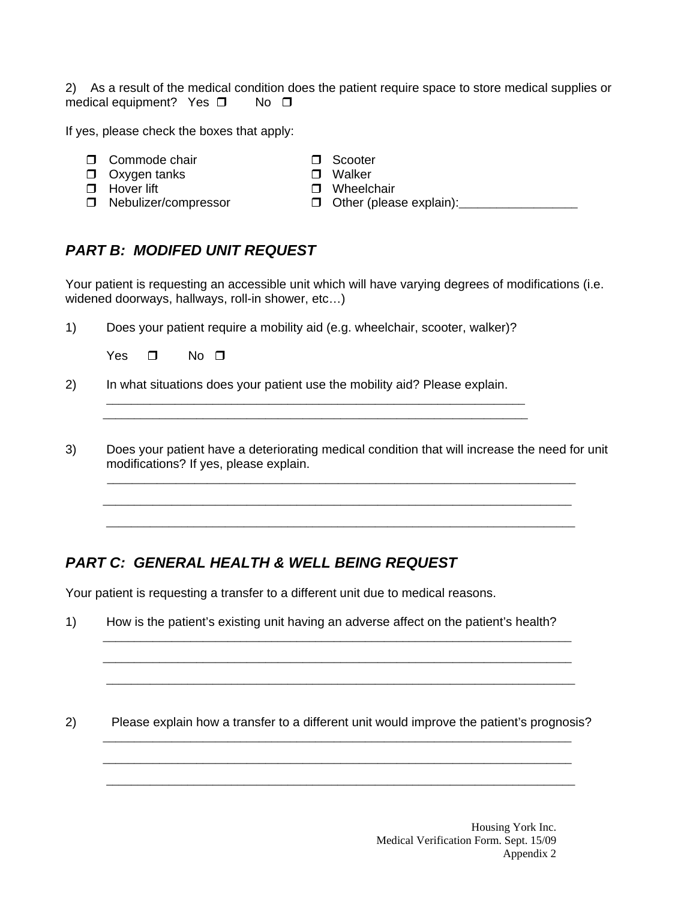2) As a result of the medical condition does the patient require space to store medical supplies or medical equipment? Yes ❒ No ❒

If yes, please check the boxes that apply:

- ❒ Commode chair
- ❒ Oxygen tanks
- ❒ Hover lift
- ❒ Nebulizer/compressor
- ❒ Scooter
- ❒ Walker
- ❒ Wheelchair
- ❒ Other (please explain):_________________

## *PART B: MODIFED UNIT REQUEST*

Your patient is requesting an accessible unit which will have varying degrees of modifications (i.e. widened doorways, hallways, roll-in shower, etc…)

1) Does your patient require a mobility aid (e.g. wheelchair, scooter, walker)?

   Yes ❒ No ❒

2) In what situations does your patient use the mobility aid? Please explain.

   ______________________________________________________________

   ______________________________________________________________

3) Does your patient have a deteriorating medical condition that will increase the need for unit modifications? If yes, please explain.

   ______________________________________________________________________

   ______________________________________________________________________

   ______________________________________________________________________

## *PART C: GENERAL HEALTH & WELL BEING REQUEST*

Your patient is requesting a transfer to a different unit due to medical reasons.

1) How is the patient's existing unit having an adverse affect on the patient's health?

   ______________________________________________________________________

   ______________________________________________________________________

   ______________________________________________________________________

2) Please explain how a transfer to a different unit would improve the patient's prognosis?

   ______________________________________________________________________

   ______________________________________________________________________

   ______________________________________________________________________

Housing York Inc.
Medical Verification Form. Sept. 15/09
Appendix 2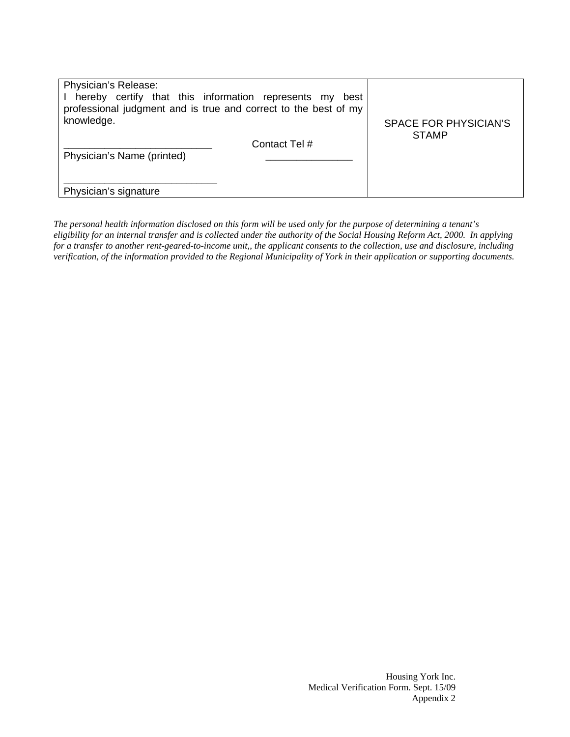| | |
|---|---|
| Physician's Release:<br>I hereby certify that this information represents my best professional judgment and is true and correct to the best of my knowledge.<br><br>___________________________ Contact Tel #<br>Physician's Name (printed) _______________<br><br>____________________________<br>Physician's signature | SPACE FOR PHYSICIAN'S STAMP |

*The personal health information disclosed on this form will be used only for the purpose of determining a tenant's eligibility for an internal transfer and is collected under the authority of the Social Housing Reform Act, 2000. In applying for a transfer to another rent-geared-to-income unit,, the applicant consents to the collection, use and disclosure, including verification, of the information provided to the Regional Municipality of York in their application or supporting documents.*

Housing York Inc.
Medical Verification Form. Sept. 15/09
Appendix 2